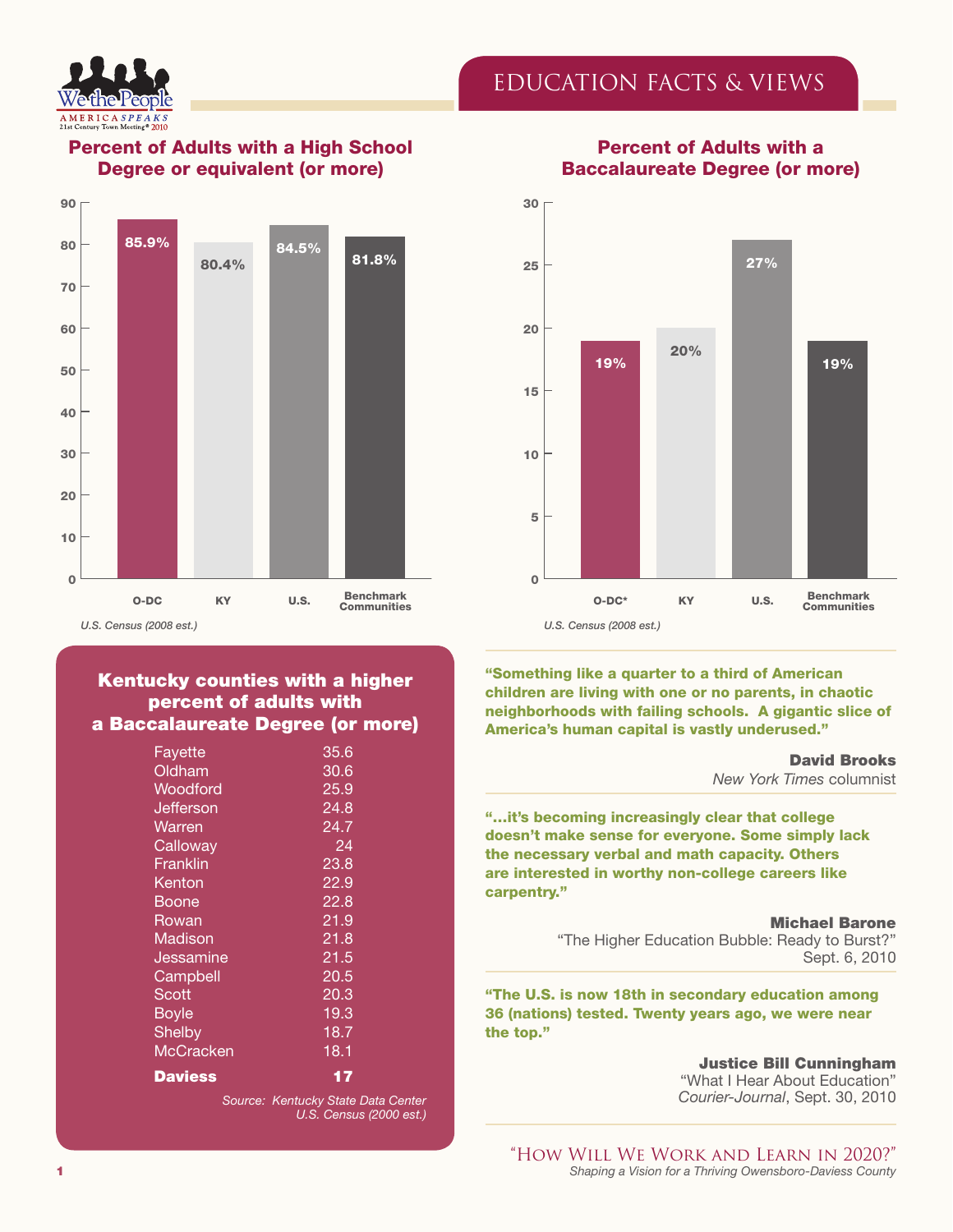# EDUCATION FACTS & VIEWS

## Percent of Adults with a High School Degree or equivalent (or more)

| | O-DC | KY | U.S. | Benchmark Communities |
|---|---|---|---|---|
| Percent | 85.9% | 80.4% | 84.5% | 81.8% |

*U.S. Census (2008 est.)*

## Percent of Adults with a Baccalaureate Degree (or more)

| | O-DC* | KY | U.S. | Benchmark Communities |
|---|---|---|---|---|
| Percent | 19% | 20% | 27% | 19% |

*U.S. Census (2008 est.)*

## Kentucky counties with a higher percent of adults with a Baccalaureate Degree (or more)

| County | Percent |
|---|---|
| Fayette | 35.6 |
| Oldham | 30.6 |
| Woodford | 25.9 |
| Jefferson | 24.8 |
| Warren | 24.7 |
| Calloway | 24 |
| Franklin | 23.8 |
| Kenton | 22.9 |
| Boone | 22.8 |
| Rowan | 21.9 |
| Madison | 21.8 |
| Jessamine | 21.5 |
| Campbell | 20.5 |
| Scott | 20.3 |
| Boyle | 19.3 |
| Shelby | 18.7 |
| McCracken | 18.1 |
| **Daviess** | **17** |

*Source: Kentucky State Data Center U.S. Census (2000 est.)*

**"Something like a quarter to a third of American children are living with one or no parents, in chaotic neighborhoods with failing schools. A gigantic slice of America's human capital is vastly underused."**

**David Brooks**
*New York Times* columnist

**"…it's becoming increasingly clear that college doesn't make sense for everyone. Some simply lack the necessary verbal and math capacity. Others are interested in worthy non-college careers like carpentry."**

**Michael Barone**
"The Higher Education Bubble: Ready to Burst?"
Sept. 6, 2010

**"The U.S. is now 18th in secondary education among 36 (nations) tested. Twenty years ago, we were near the top."**

**Justice Bill Cunningham**
"What I Hear About Education"
*Courier-Journal*, Sept. 30, 2010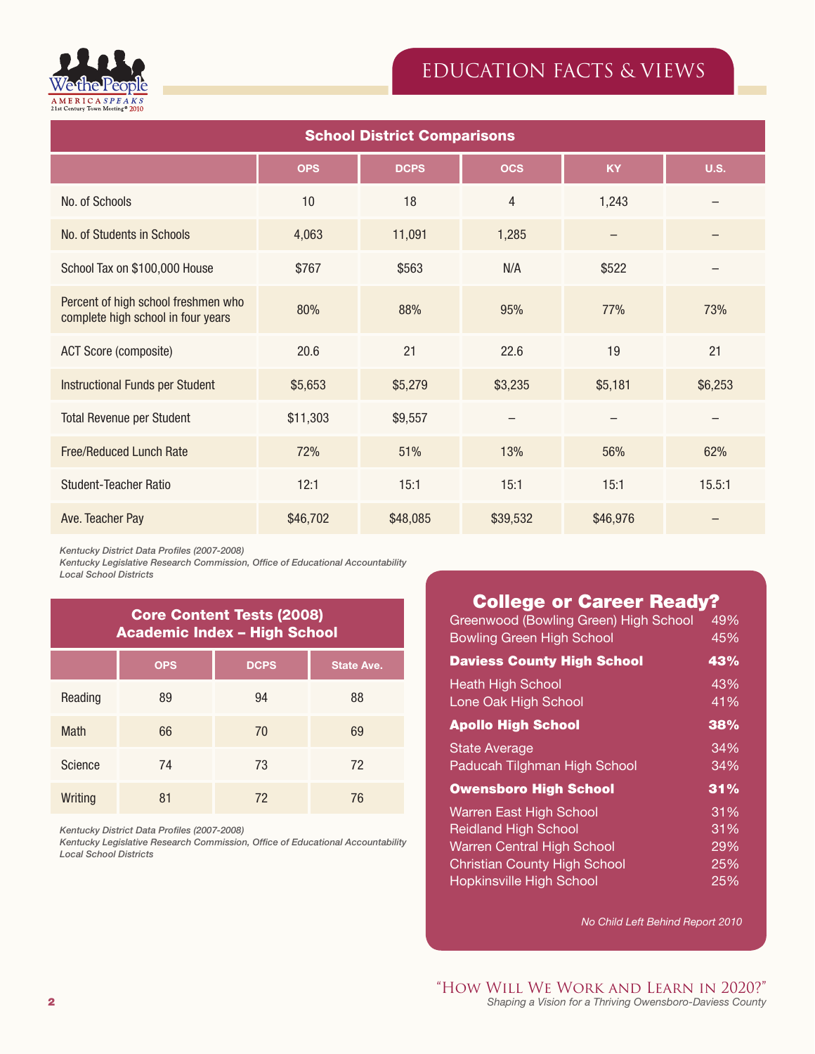# EDUCATION FACTS & VIEWS

## School District Comparisons

| | OPS | DCPS | OCS | KY | U.S. |
|---|---|---|---|---|---|
| No. of Schools | 10 | 18 | 4 | 1,243 | – |
| No. of Students in Schools | 4,063 | 11,091 | 1,285 | – | – |
| School Tax on $100,000 House | $767 | $563 | N/A | $522 | – |
| Percent of high school freshmen who complete high school in four years | 80% | 88% | 95% | 77% | 73% |
| ACT Score (composite) | 20.6 | 21 | 22.6 | 19 | 21 |
| Instructional Funds per Student | $5,653 | $5,279 | $3,235 | $5,181 | $6,253 |
| Total Revenue per Student | $11,303 | $9,557 | – | – | – |
| Free/Reduced Lunch Rate | 72% | 51% | 13% | 56% | 62% |
| Student-Teacher Ratio | 12:1 | 15:1 | 15:1 | 15:1 | 15.5:1 |
| Ave. Teacher Pay | $46,702 | $48,085 | $39,532 | $46,976 | – |

*Kentucky District Data Profiles (2007-2008)*
*Kentucky Legislative Research Commission, Office of Educational Accountability*
*Local School Districts*

## Core Content Tests (2008) Academic Index – High School

| | OPS | DCPS | State Ave. |
|---|---|---|---|
| Reading | 89 | 94 | 88 |
| Math | 66 | 70 | 69 |
| Science | 74 | 73 | 72 |
| Writing | 81 | 72 | 76 |

*Kentucky District Data Profiles (2007-2008)*
*Kentucky Legislative Research Commission, Office of Educational Accountability*
*Local School Districts*

## College or Career Ready?

| School | |
|---|---|
| Greenwood (Bowling Green) High School | 49% |
| Bowling Green High School | 45% |
| **Daviess County High School** | **43%** |
| Heath High School | 43% |
| Lone Oak High School | 41% |
| **Apollo High School** | **38%** |
| State Average | 34% |
| Paducah Tilghman High School | 34% |
| **Owensboro High School** | **31%** |
| Warren East High School | 31% |
| Reidland High School | 31% |
| Warren Central High School | 29% |
| Christian County High School | 25% |
| Hopkinsville High School | 25% |

*No Child Left Behind Report 2010*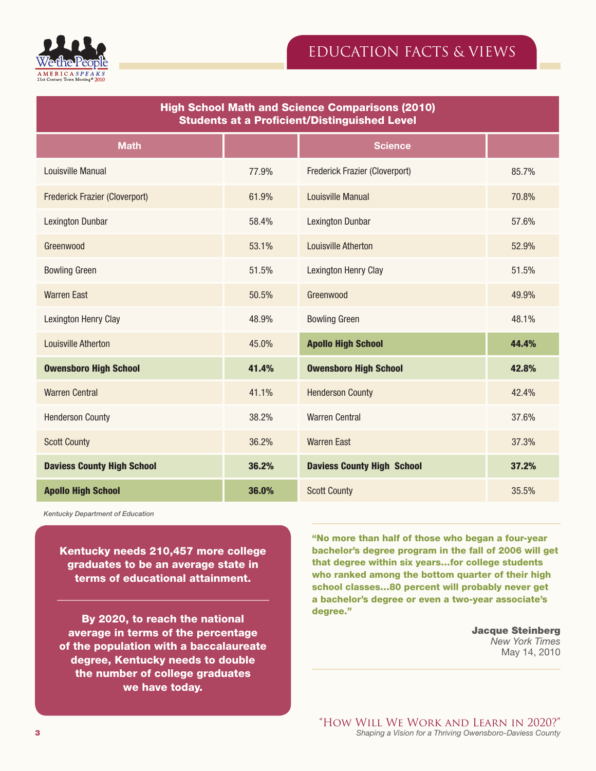## EDUCATION FACTS & VIEWS

| High School Math and Science Comparisons (2010) Students at a Proficient/Distinguished Level | | | |
|---|---|---|---|
| **Math** | | **Science** | |
| Louisville Manual | 77.9% | Frederick Frazier (Cloverport) | 85.7% |
| Frederick Frazier (Cloverport) | 61.9% | Louisville Manual | 70.8% |
| Lexington Dunbar | 58.4% | Lexington Dunbar | 57.6% |
| Greenwood | 53.1% | Louisville Atherton | 52.9% |
| Bowling Green | 51.5% | Lexington Henry Clay | 51.5% |
| Warren East | 50.5% | Greenwood | 49.9% |
| Lexington Henry Clay | 48.9% | Bowling Green | 48.1% |
| Louisville Atherton | 45.0% | **Apollo High School** | **44.4%** |
| **Owensboro High School** | **41.4%** | **Owensboro High School** | **42.8%** |
| Warren Central | 41.1% | Henderson County | 42.4% |
| Henderson County | 38.2% | Warren Central | 37.6% |
| Scott County | 36.2% | Warren East | 37.3% |
| **Daviess County High School** | **36.2%** | **Daviess County High School** | **37.2%** |
| **Apollo High School** | **36.0%** | Scott County | 35.5% |

*Kentucky Department of Education*

**Kentucky needs 210,457 more college graduates to be an average state in terms of educational attainment.**

**By 2020, to reach the national average in terms of the percentage of the population with a baccalaureate degree, Kentucky needs to double the number of college graduates we have today.**

**"No more than half of those who began a four-year bachelor's degree program in the fall of 2006 will get that degree within six years…for college students who ranked among the bottom quarter of their high school classes…80 percent will probably never get a bachelor's degree or even a two-year associate's degree."**

**Jacque Steinberg**
*New York Times*
May 14, 2010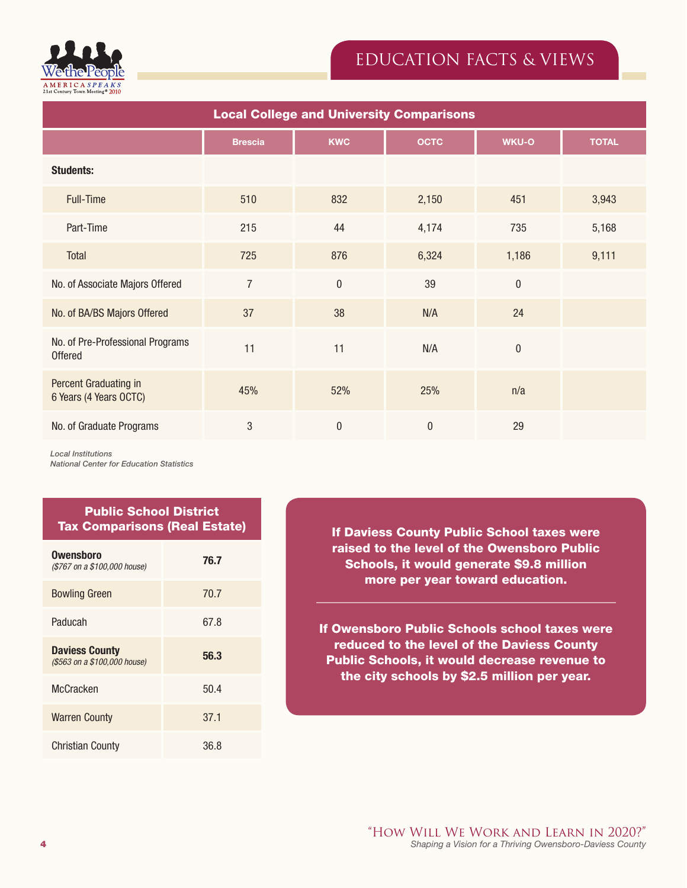# EDUCATION FACTS & VIEWS

## Local College and University Comparisons

| | Brescia | KWC | OCTC | WKU-O | TOTAL |
|---|---|---|---|---|---|
| **Students:** | | | | | |
| Full-Time | 510 | 832 | 2,150 | 451 | 3,943 |
| Part-Time | 215 | 44 | 4,174 | 735 | 5,168 |
| Total | 725 | 876 | 6,324 | 1,186 | 9,111 |
| No. of Associate Majors Offered | 7 | 0 | 39 | 0 | |
| No. of BA/BS Majors Offered | 37 | 38 | N/A | 24 | |
| No. of Pre-Professional Programs Offered | 11 | 11 | N/A | 0 | |
| Percent Graduating in 6 Years (4 Years OCTC) | 45% | 52% | 25% | n/a | |
| No. of Graduate Programs | 3 | 0 | 0 | 29 | |

*Local Institutions*
*National Center for Education Statistics*

## Public School District Tax Comparisons (Real Estate)

| | |
|---|---|
| **Owensboro** *($767 on a $100,000 house)* | **76.7** |
| Bowling Green | 70.7 |
| Paducah | 67.8 |
| **Daviess County** *($563 on a $100,000 house)* | **56.3** |
| McCracken | 50.4 |
| Warren County | 37.1 |
| Christian County | 36.8 |

**If Daviess County Public School taxes were raised to the level of the Owensboro Public Schools, it would generate $9.8 million more per year toward education.**

---

**If Owensboro Public Schools school taxes were reduced to the level of the Daviess County Public Schools, it would decrease revenue to the city schools by $2.5 million per year.**